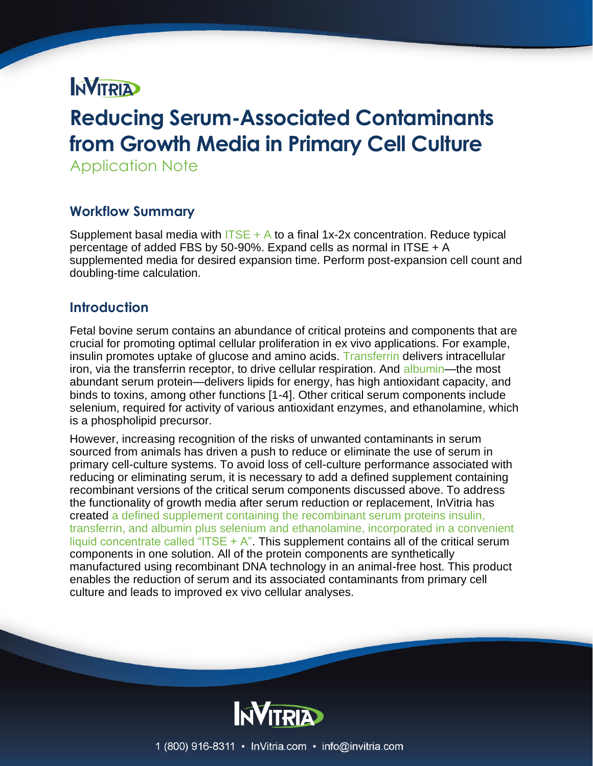# Reducing Serum-Associated Contaminants from Growth Media in Primary Cell Culture

Application Note

## Workflow Summary

Supplement basal media with ITSE + A to a final 1x-2x concentration. Reduce typical percentage of added FBS by 50-90%. Expand cells as normal in ITSE + A supplemented media for desired expansion time. Perform post-expansion cell count and doubling-time calculation.

## Introduction

Fetal bovine serum contains an abundance of critical proteins and components that are crucial for promoting optimal cellular proliferation in ex vivo applications. For example, insulin promotes uptake of glucose and amino acids. Transferrin delivers intracellular iron, via the transferrin receptor, to drive cellular respiration. And albumin—the most abundant serum protein—delivers lipids for energy, has high antioxidant capacity, and binds to toxins, among other functions [1-4]. Other critical serum components include selenium, required for activity of various antioxidant enzymes, and ethanolamine, which is a phospholipid precursor.

However, increasing recognition of the risks of unwanted contaminants in serum sourced from animals has driven a push to reduce or eliminate the use of serum in primary cell-culture systems. To avoid loss of cell-culture performance associated with reducing or eliminating serum, it is necessary to add a defined supplement containing recombinant versions of the critical serum components discussed above. To address the functionality of growth media after serum reduction or replacement, InVitria has created a defined supplement containing the recombinant serum proteins insulin, transferrin, and albumin plus selenium and ethanolamine, incorporated in a convenient liquid concentrate called "ITSE + A". This supplement contains all of the critical serum components in one solution. All of the protein components are synthetically manufactured using recombinant DNA technology in an animal-free host. This product enables the reduction of serum and its associated contaminants from primary cell culture and leads to improved ex vivo cellular analyses.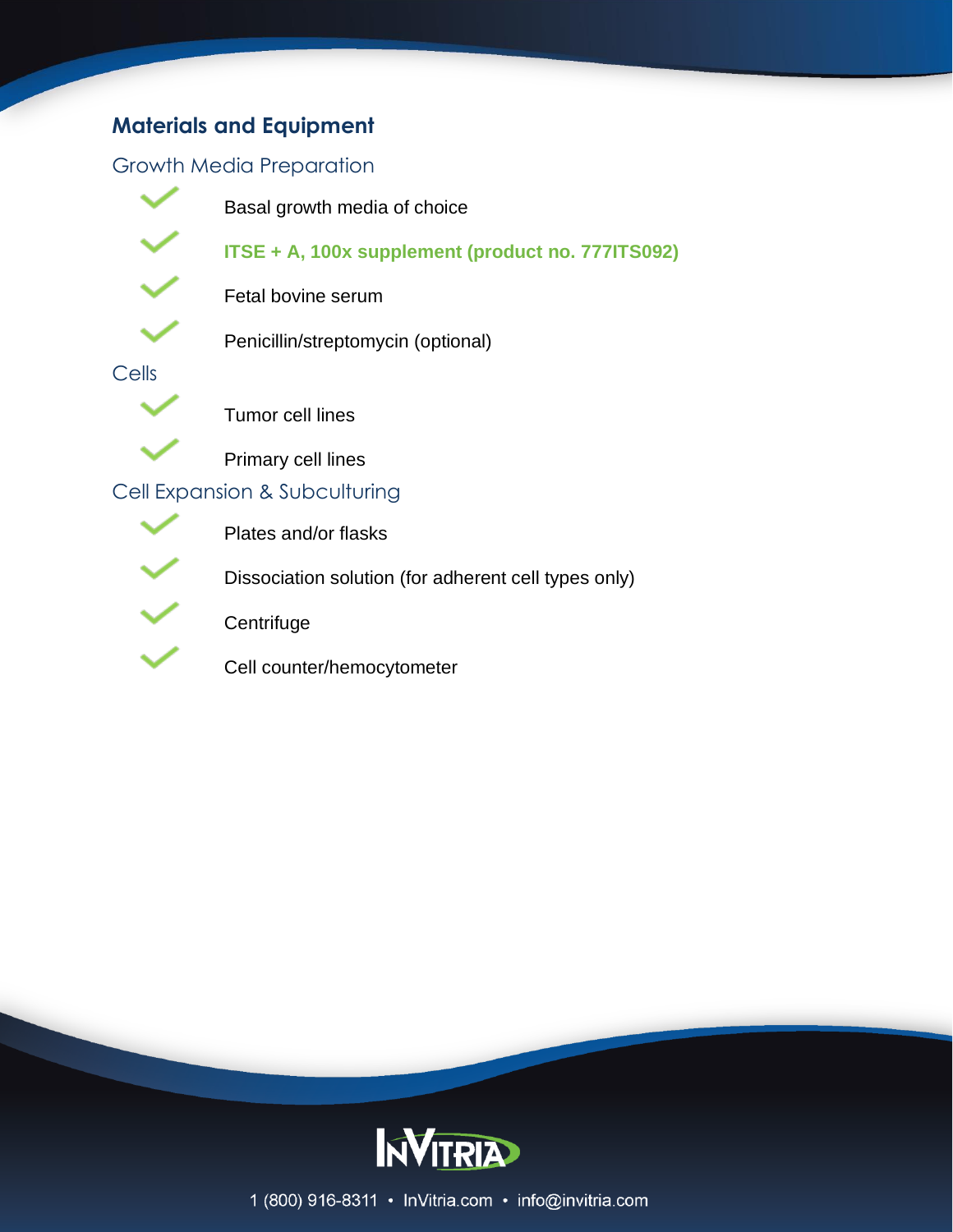## Materials and Equipment

### Growth Media Preparation

- Basal growth media of choice
- **ITSE + A, 100x supplement (product no. 777ITS092)**
- Fetal bovine serum
- Penicillin/streptomycin (optional)

### Cells

- Tumor cell lines
- Primary cell lines

### Cell Expansion & Subculturing

- Plates and/or flasks
- Dissociation solution (for adherent cell types only)
- Centrifuge
- Cell counter/hemocytometer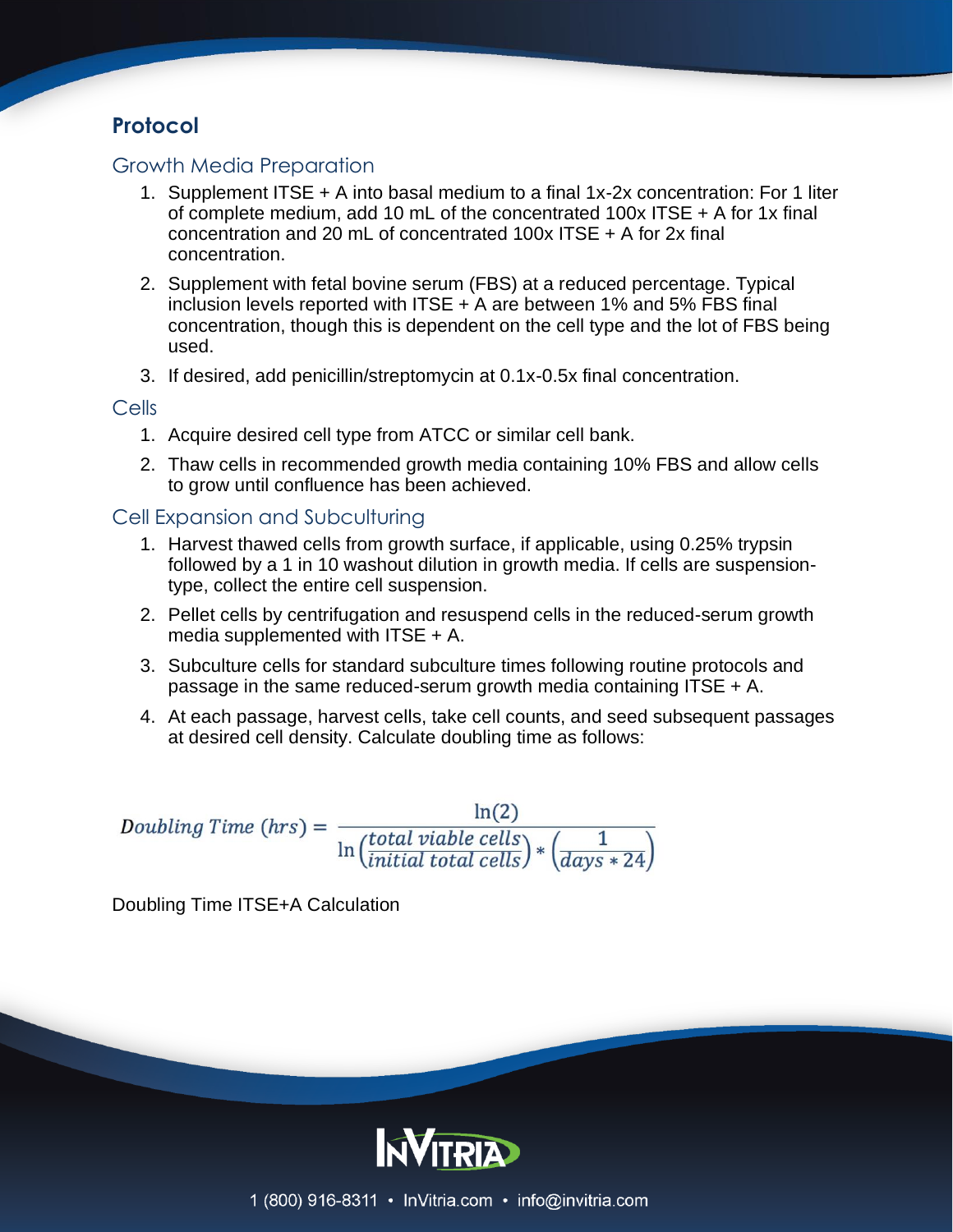## Protocol

### Growth Media Preparation

1. Supplement ITSE + A into basal medium to a final 1x-2x concentration: For 1 liter of complete medium, add 10 mL of the concentrated 100x ITSE + A for 1x final concentration and 20 mL of concentrated 100x ITSE + A for 2x final concentration.
2. Supplement with fetal bovine serum (FBS) at a reduced percentage. Typical inclusion levels reported with ITSE + A are between 1% and 5% FBS final concentration, though this is dependent on the cell type and the lot of FBS being used.
3. If desired, add penicillin/streptomycin at 0.1x-0.5x final concentration.

### Cells

1. Acquire desired cell type from ATCC or similar cell bank.
2. Thaw cells in recommended growth media containing 10% FBS and allow cells to grow until confluence has been achieved.

### Cell Expansion and Subculturing

1. Harvest thawed cells from growth surface, if applicable, using 0.25% trypsin followed by a 1 in 10 washout dilution in growth media. If cells are suspension-type, collect the entire cell suspension.
2. Pellet cells by centrifugation and resuspend cells in the reduced-serum growth media supplemented with ITSE + A.
3. Subculture cells for standard subculture times following routine protocols and passage in the same reduced-serum growth media containing ITSE + A.
4. At each passage, harvest cells, take cell counts, and seed subsequent passages at desired cell density. Calculate doubling time as follows:

$$Doubling\ Time\ (hrs) = \frac{\ln(2)}{\ln\left(\frac{total\ viable\ cells}{initial\ total\ cells}\right) * \left(\frac{1}{days * 24}\right)}$$

Doubling Time ITSE+A Calculation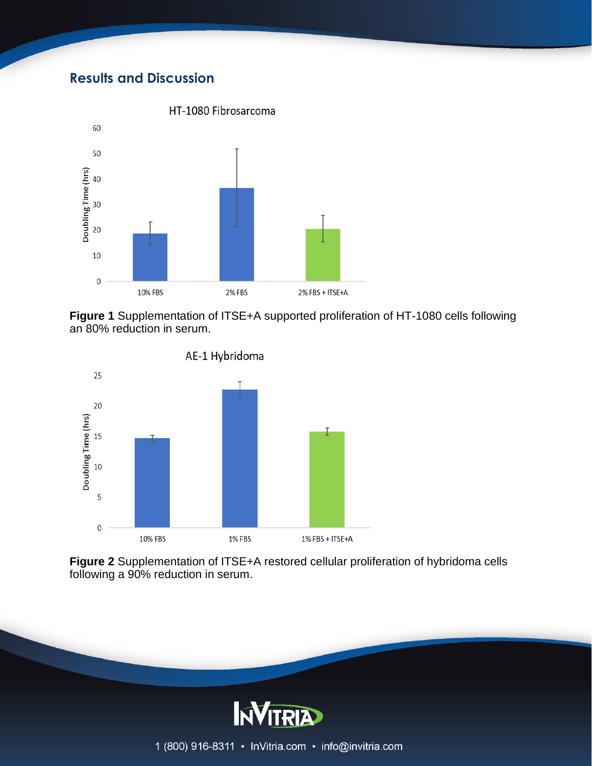## Results and Discussion

HT-1080 Fibrosarcoma

Figure 1 Supplementation of ITSE+A supported proliferation of HT-1080 cells following an 80% reduction in serum.

AE-1 Hybridoma

Figure 2 Supplementation of ITSE+A restored cellular proliferation of hybridoma cells following a 90% reduction in serum.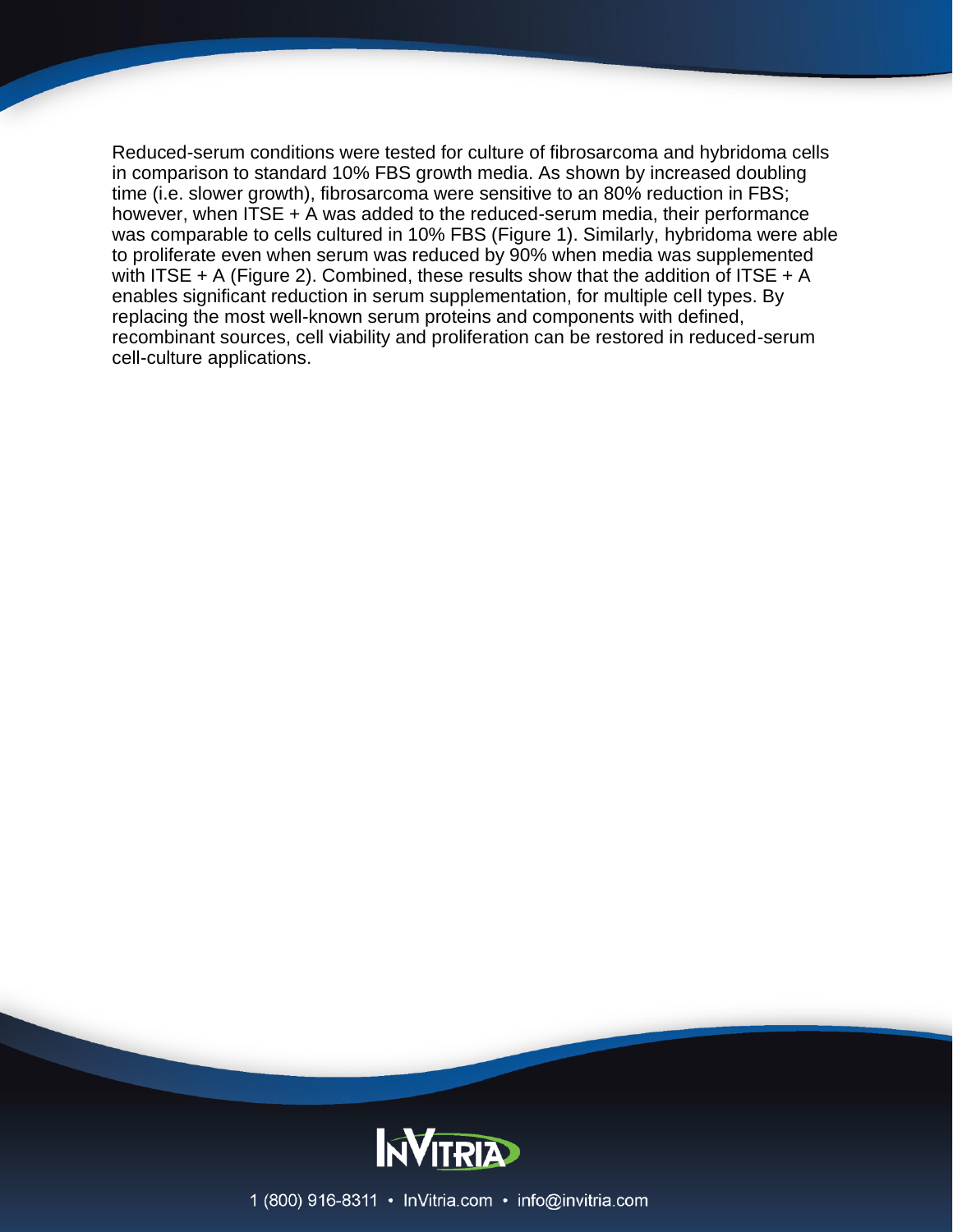Reduced-serum conditions were tested for culture of fibrosarcoma and hybridoma cells in comparison to standard 10% FBS growth media. As shown by increased doubling time (i.e. slower growth), fibrosarcoma were sensitive to an 80% reduction in FBS; however, when ITSE + A was added to the reduced-serum media, their performance was comparable to cells cultured in 10% FBS (Figure 1). Similarly, hybridoma were able to proliferate even when serum was reduced by 90% when media was supplemented with ITSE + A (Figure 2). Combined, these results show that the addition of ITSE + A enables significant reduction in serum supplementation, for multiple cell types. By replacing the most well-known serum proteins and components with defined, recombinant sources, cell viability and proliferation can be restored in reduced-serum cell-culture applications.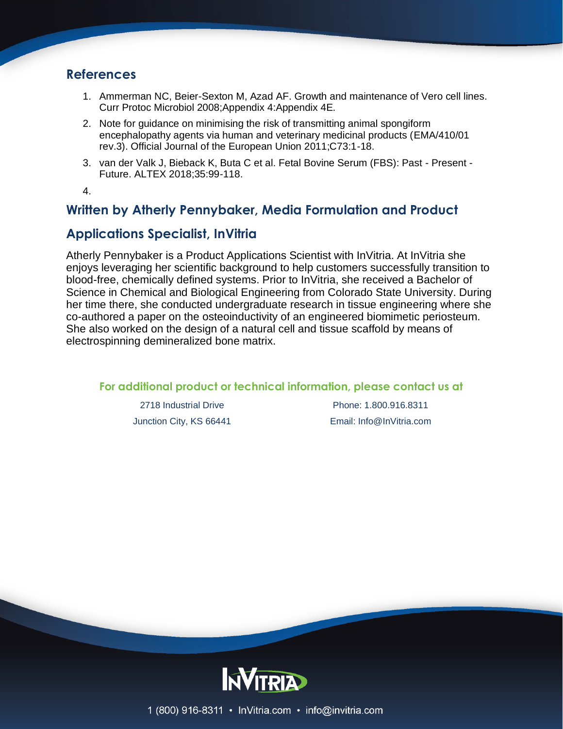## References

1. Ammerman NC, Beier-Sexton M, Azad AF. Growth and maintenance of Vero cell lines. Curr Protoc Microbiol 2008;Appendix 4:Appendix 4E.
2. Note for guidance on minimising the risk of transmitting animal spongiform encephalopathy agents via human and veterinary medicinal products (EMA/410/01 rev.3). Official Journal of the European Union 2011;C73:1-18.
3. van der Valk J, Bieback K, Buta C et al. Fetal Bovine Serum (FBS): Past - Present - Future. ALTEX 2018;35:99-118.
4.

## Written by Atherly Pennybaker, Media Formulation and Product Applications Specialist, InVitria

Atherly Pennybaker is a Product Applications Scientist with InVitria. At InVitria she enjoys leveraging her scientific background to help customers successfully transition to blood-free, chemically defined systems. Prior to InVitria, she received a Bachelor of Science in Chemical and Biological Engineering from Colorado State University. During her time there, she conducted undergraduate research in tissue engineering where she co-authored a paper on the osteoinductivity of an engineered biomimetic periosteum. She also worked on the design of a natural cell and tissue scaffold by means of electrospinning demineralized bone matrix.

**For additional product or technical information, please contact us at**

2718 Industrial Drive
Junction City, KS 66441

Phone: 1.800.916.8311
Email: Info@InVitria.com

INVITRIA

1 (800) 916-8311 • InVitria.com • info@invitria.com